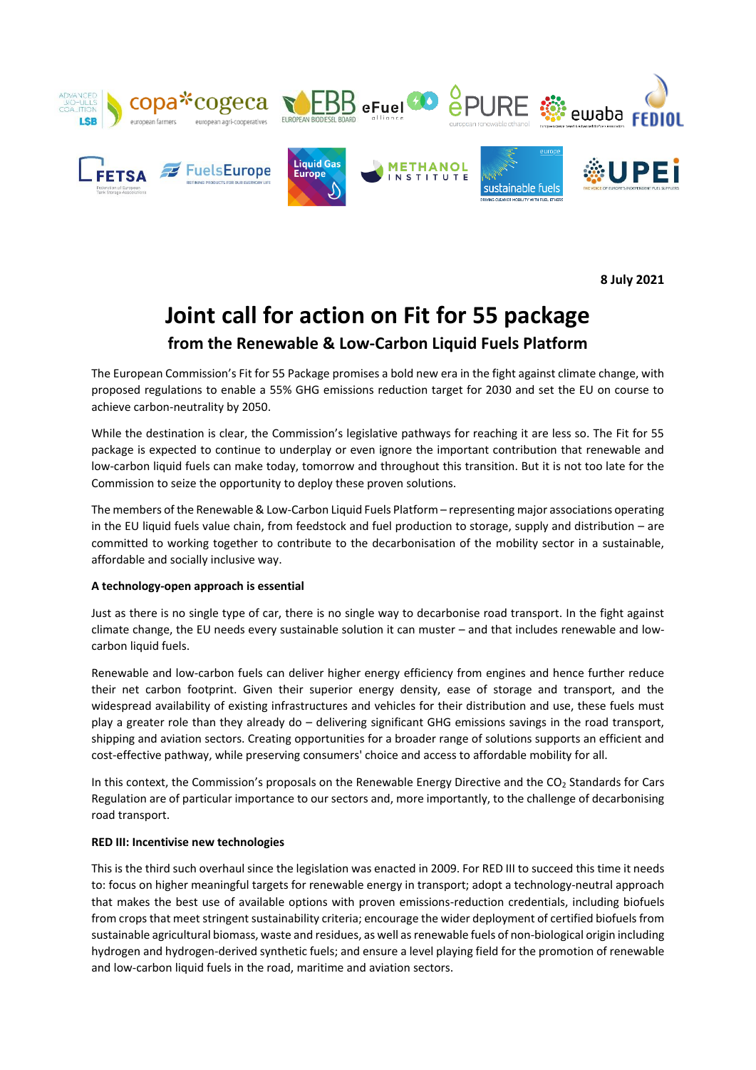**8 July 2021**

# Joint call for action on Fit for 55 package

## from the Renewable & Low-Carbon Liquid Fuels Platform

The European Commission's Fit for 55 Package promises a bold new era in the fight against climate change, with proposed regulations to enable a 55% GHG emissions reduction target for 2030 and set the EU on course to achieve carbon-neutrality by 2050.

While the destination is clear, the Commission's legislative pathways for reaching it are less so. The Fit for 55 package is expected to continue to underplay or even ignore the important contribution that renewable and low-carbon liquid fuels can make today, tomorrow and throughout this transition. But it is not too late for the Commission to seize the opportunity to deploy these proven solutions.

The members of the Renewable & Low-Carbon Liquid Fuels Platform – representing major associations operating in the EU liquid fuels value chain, from feedstock and fuel production to storage, supply and distribution – are committed to working together to contribute to the decarbonisation of the mobility sector in a sustainable, affordable and socially inclusive way.

**A technology-open approach is essential**

Just as there is no single type of car, there is no single way to decarbonise road transport. In the fight against climate change, the EU needs every sustainable solution it can muster – and that includes renewable and low-carbon liquid fuels.

Renewable and low-carbon fuels can deliver higher energy efficiency from engines and hence further reduce their net carbon footprint. Given their superior energy density, ease of storage and transport, and the widespread availability of existing infrastructures and vehicles for their distribution and use, these fuels must play a greater role than they already do – delivering significant GHG emissions savings in the road transport, shipping and aviation sectors. Creating opportunities for a broader range of solutions supports an efficient and cost-effective pathway, while preserving consumers' choice and access to affordable mobility for all.

In this context, the Commission's proposals on the Renewable Energy Directive and the $CO_2$ Standards for Cars Regulation are of particular importance to our sectors and, more importantly, to the challenge of decarbonising road transport.

**RED III: Incentivise new technologies**

This is the third such overhaul since the legislation was enacted in 2009. For RED III to succeed this time it needs to: focus on higher meaningful targets for renewable energy in transport; adopt a technology-neutral approach that makes the best use of available options with proven emissions-reduction credentials, including biofuels from crops that meet stringent sustainability criteria; encourage the wider deployment of certified biofuels from sustainable agricultural biomass, waste and residues, as well as renewable fuels of non-biological origin including hydrogen and hydrogen-derived synthetic fuels; and ensure a level playing field for the promotion of renewable and low-carbon liquid fuels in the road, maritime and aviation sectors.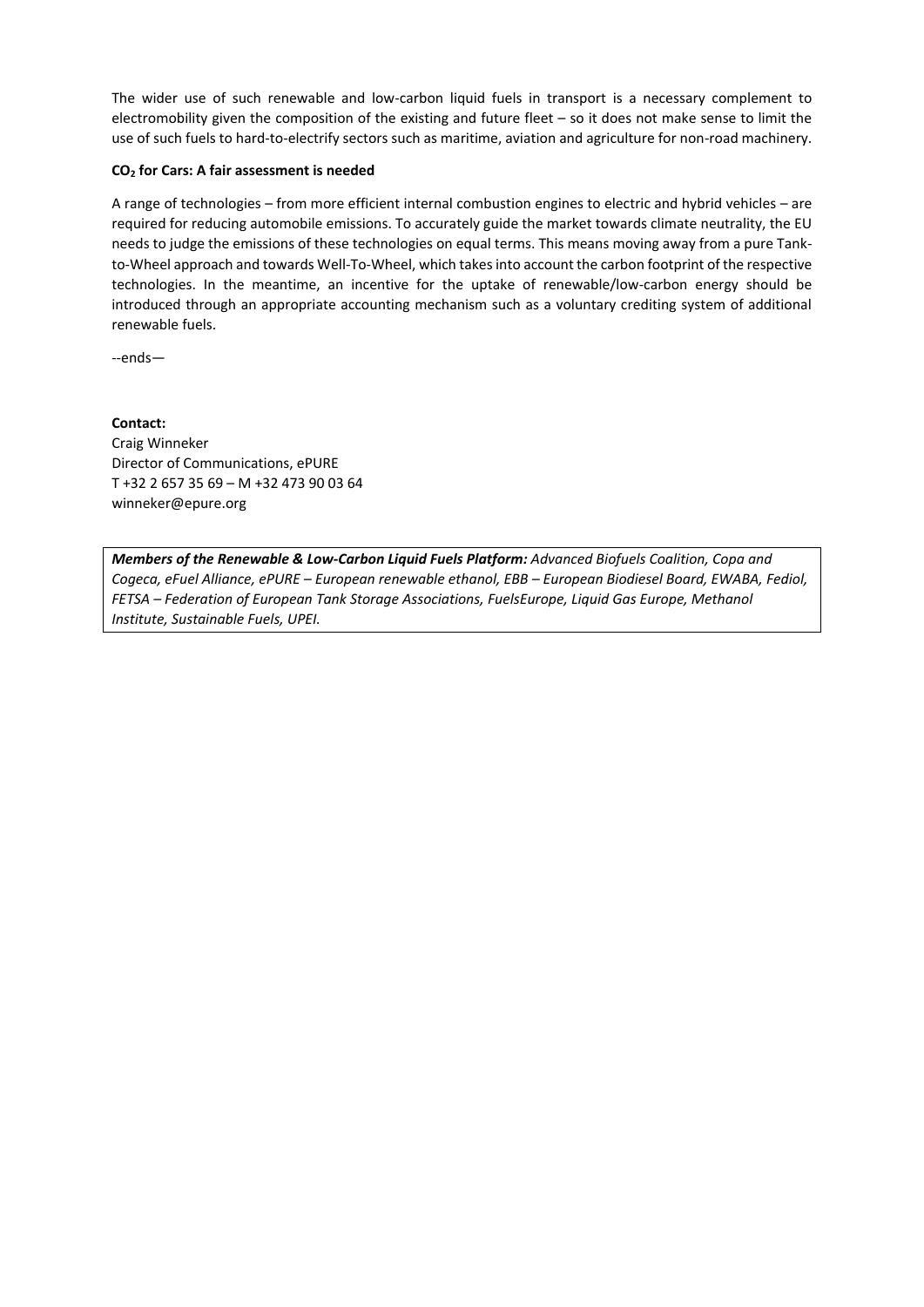The wider use of such renewable and low-carbon liquid fuels in transport is a necessary complement to electromobility given the composition of the existing and future fleet – so it does not make sense to limit the use of such fuels to hard-to-electrify sectors such as maritime, aviation and agriculture for non-road machinery.

**$CO_2$ for Cars: A fair assessment is needed**

A range of technologies – from more efficient internal combustion engines to electric and hybrid vehicles – are required for reducing automobile emissions. To accurately guide the market towards climate neutrality, the EU needs to judge the emissions of these technologies on equal terms. This means moving away from a pure Tank-to-Wheel approach and towards Well-To-Wheel, which takes into account the carbon footprint of the respective technologies. In the meantime, an incentive for the uptake of renewable/low-carbon energy should be introduced through an appropriate accounting mechanism such as a voluntary crediting system of additional renewable fuels.

--ends—

**Contact:**
Craig Winneker
Director of Communications, ePURE
T +32 2 657 35 69 – M +32 473 90 03 64
winneker@epure.org

***Members of the Renewable & Low-Carbon Liquid Fuels Platform:*** *Advanced Biofuels Coalition, Copa and Cogeca, eFuel Alliance, ePURE – European renewable ethanol, EBB – European Biodiesel Board, EWABA, Fediol, FETSA – Federation of European Tank Storage Associations, FuelsEurope, Liquid Gas Europe, Methanol Institute, Sustainable Fuels, UPEI.*